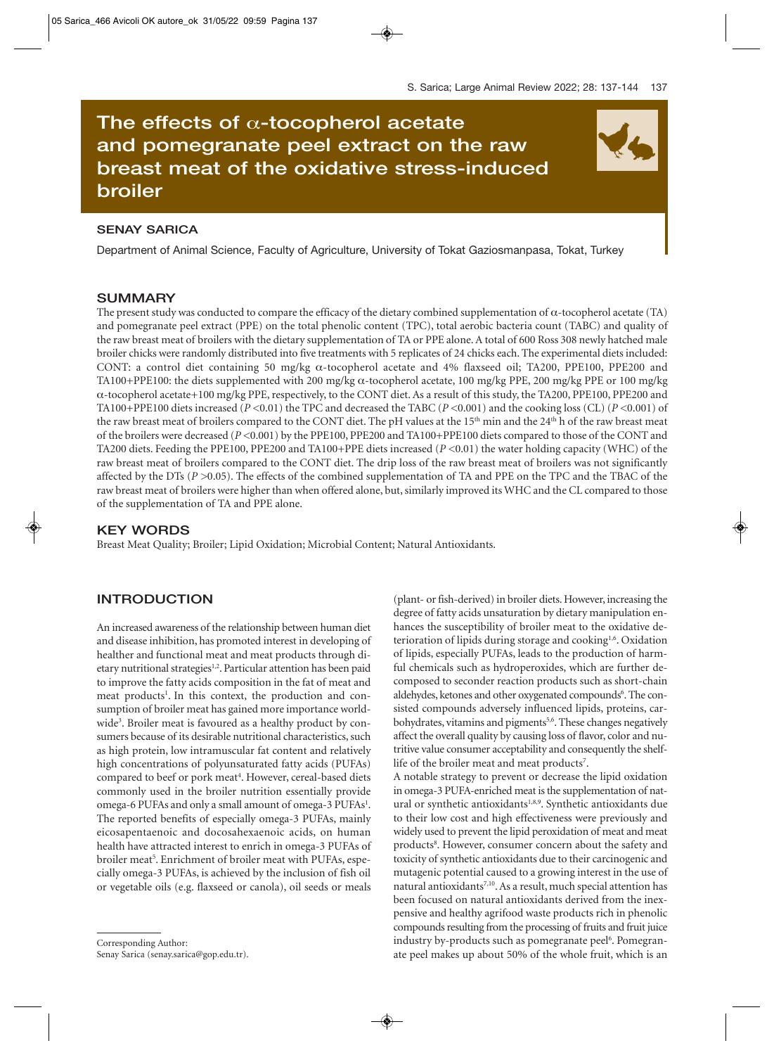# The effects of α-tocopherol acetate and pomegranate peel extract on the raw breast meat of the oxidative stress-induced broiler

**SENAY SARICA**

Department of Animal Science, Faculty of Agriculture, University of Tokat Gaziosmanpasa, Tokat, Turkey

## SUMMARY

The present study was conducted to compare the efficacy of the dietary combined supplementation of α-tocopherol acetate (TA) and pomegranate peel extract (PPE) on the total phenolic content (TPC), total aerobic bacteria count (TABC) and quality of the raw breast meat of broilers with the dietary supplementation of TA or PPE alone. A total of 600 Ross 308 newly hatched male broiler chicks were randomly distributed into five treatments with 5 replicates of 24 chicks each. The experimental diets included: CONT: a control diet containing 50 mg/kg α-tocopherol acetate and 4% flaxseed oil; TA200, PPE100, PPE200 and TA100+PPE100: the diets supplemented with 200 mg/kg α-tocopherol acetate, 100 mg/kg PPE, 200 mg/kg PPE or 100 mg/kg α-tocopherol acetate+100 mg/kg PPE, respectively, to the CONT diet. As a result of this study, the TA200, PPE100, PPE200 and TA100+PPE100 diets increased ($P < 0.01$) the TPC and decreased the TABC ($P < 0.001$) and the cooking loss (CL) ($P < 0.001$) of the raw breast meat of broilers compared to the CONT diet. The pH values at the 15th min and the 24th h of the raw breast meat of the broilers were decreased ($P < 0.001$) by the PPE100, PPE200 and TA100+PPE100 diets compared to those of the CONT and TA200 diets. Feeding the PPE100, PPE200 and TA100+PPE diets increased ($P < 0.01$) the water holding capacity (WHC) of the raw breast meat of broilers compared to the CONT diet. The drip loss of the raw breast meat of broilers was not significantly affected by the DTs ($P > 0.05$). The effects of the combined supplementation of TA and PPE on the TPC and the TBAC of the raw breast meat of broilers were higher than when offered alone, but, similarly improved its WHC and the CL compared to those of the supplementation of TA and PPE alone.

## KEY WORDS

Breast Meat Quality; Broiler; Lipid Oxidation; Microbial Content; Natural Antioxidants.

## INTRODUCTION

An increased awareness of the relationship between human diet and disease inhibition, has promoted interest in developing of healther and functional meat and meat products through dietary nutritional strategies[1,2]. Particular attention has been paid to improve the fatty acids composition in the fat of meat and meat products[1]. In this context, the production and consumption of broiler meat has gained more importance worldwide[3]. Broiler meat is favoured as a healthy product by consumers because of its desirable nutritional characteristics, such as high protein, low intramuscular fat content and relatively high concentrations of polyunsaturated fatty acids (PUFAs) compared to beef or pork meat[4]. However, cereal-based diets commonly used in the broiler nutrition essentially provide omega-6 PUFAs and only a small amount of omega-3 PUFAs[1]. The reported benefits of especially omega-3 PUFAs, mainly eicosapentaenoic and docosahexaenoic acids, on human health have attracted interest to enrich in omega-3 PUFAs of broiler meat[5]. Enrichment of broiler meat with PUFAs, especially omega-3 PUFAs, is achieved by the inclusion of fish oil or vegetable oils (e.g. flaxseed or canola), oil seeds or meals (plant- or fish-derived) in broiler diets. However, increasing the degree of fatty acids unsaturation by dietary manipulation enhances the susceptibility of broiler meat to the oxidative deterioration of lipids during storage and cooking[1,6]. Oxidation of lipids, especially PUFAs, leads to the production of harmful chemicals such as hydroperoxides, which are further decomposed to seconder reaction products such as short-chain aldehydes, ketones and other oxygenated compounds[6]. The consisted compounds adversely influenced lipids, proteins, carbohydrates, vitamins and pigments[5,6]. These changes negatively affect the overall quality by causing loss of flavor, color and nutritive value consumer acceptability and consequently the shelf-life of the broiler meat and meat products[7].

A notable strategy to prevent or decrease the lipid oxidation in omega-3 PUFA-enriched meat is the supplementation of natural or synthetic antioxidants[1,8,9]. Synthetic antioxidants due to their low cost and high effectiveness were previously and widely used to prevent the lipid peroxidation of meat and meat products[8]. However, consumer concern about the safety and toxicity of synthetic antioxidants due to their carcinogenic and mutagenic potential caused to a growing interest in the use of natural antioxidants[7,10]. As a result, much special attention has been focused on natural antioxidants derived from the inexpensive and healthy agrifood waste products rich in phenolic compounds resulting from the processing of fruits and fruit juice industry by-products such as pomegranate peel[6]. Pomegranate peel makes up about 50% of the whole fruit, which is an

Corresponding Author:
Senay Sarica (senay.sarica@gop.edu.tr).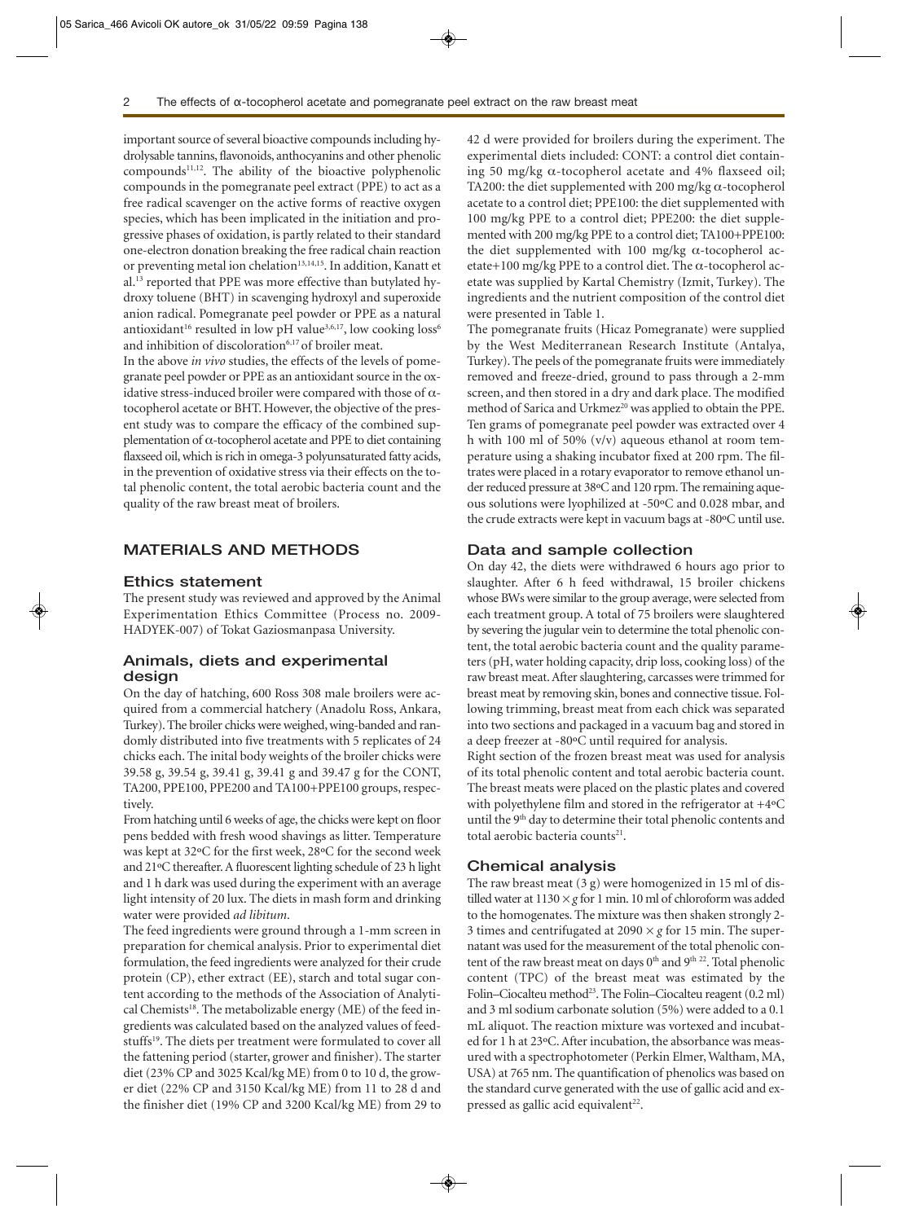important source of several bioactive compounds including hydrolysable tannins, flavonoids, anthocyanins and other phenolic compounds[11,12]. The ability of the bioactive polyphenolic compounds in the pomegranate peel extract (PPE) to act as a free radical scavenger on the active forms of reactive oxygen species, which has been implicated in the initiation and progressive phases of oxidation, is partly related to their standard one-electron donation breaking the free radical chain reaction or preventing metal ion chelation[13,14,15]. In addition, Kanatt et al.[13] reported that PPE was more effective than butylated hydroxy toluene (BHT) in scavenging hydroxyl and superoxide anion radical. Pomegranate peel powder or PPE as a natural antioxidant[16] resulted in low pH value[3,6,17], low cooking loss[6] and inhibition of discoloration[6,17] of broiler meat.

In the above *in vivo* studies, the effects of the levels of pomegranate peel powder or PPE as an antioxidant source in the oxidative stress-induced broiler were compared with those of α-tocopherol acetate or BHT. However, the objective of the present study was to compare the efficacy of the combined supplementation of α-tocopherol acetate and PPE to diet containing flaxseed oil, which is rich in omega-3 polyunsaturated fatty acids, in the prevention of oxidative stress via their effects on the total phenolic content, the total aerobic bacteria count and the quality of the raw breast meat of broilers.

## MATERIALS AND METHODS

### Ethics statement

The present study was reviewed and approved by the Animal Experimentation Ethics Committee (Process no. 2009-HADYEK-007) of Tokat Gaziosmanpasa University.

### Animals, diets and experimental design

On the day of hatching, 600 Ross 308 male broilers were acquired from a commercial hatchery (Anadolu Ross, Ankara, Turkey). The broiler chicks were weighed, wing-banded and randomly distributed into five treatments with 5 replicates of 24 chicks each. The inital body weights of the broiler chicks were 39.58 g, 39.54 g, 39.41 g, 39.41 g and 39.47 g for the CONT, TA200, PPE100, PPE200 and TA100+PPE100 groups, respectively.

From hatching until 6 weeks of age, the chicks were kept on floor pens bedded with fresh wood shavings as litter. Temperature was kept at 32ºC for the first week, 28ºC for the second week and 21ºC thereafter. A fluorescent lighting schedule of 23 h light and 1 h dark was used during the experiment with an average light intensity of 20 lux. The diets in mash form and drinking water were provided *ad libitum*.

The feed ingredients were ground through a 1-mm screen in preparation for chemical analysis. Prior to experimental diet formulation, the feed ingredients were analyzed for their crude protein (CP), ether extract (EE), starch and total sugar content according to the methods of the Association of Analytical Chemists[18]. The metabolizable energy (ME) of the feed ingredients was calculated based on the analyzed values of feedstuffs[19]. The diets per treatment were formulated to cover all the fattening period (starter, grower and finisher). The starter diet (23% CP and 3025 Kcal/kg ME) from 0 to 10 d, the grower diet (22% CP and 3150 Kcal/kg ME) from 11 to 28 d and the finisher diet (19% CP and 3200 Kcal/kg ME) from 29 to 42 d were provided for broilers during the experiment. The experimental diets included: CONT: a control diet containing 50 mg/kg α-tocopherol acetate and 4% flaxseed oil; TA200: the diet supplemented with 200 mg/kg α-tocopherol acetate to a control diet; PPE100: the diet supplemented with 100 mg/kg PPE to a control diet; PPE200: the diet supplemented with 200 mg/kg PPE to a control diet; TA100+PPE100: the diet supplemented with 100 mg/kg α-tocopherol acetate+100 mg/kg PPE to a control diet. The α-tocopherol acetate was supplied by Kartal Chemistry (Izmit, Turkey). The ingredients and the nutrient composition of the control diet were presented in Table 1.

The pomegranate fruits (Hicaz Pomegranate) were supplied by the West Mediterranean Research Institute (Antalya, Turkey). The peels of the pomegranate fruits were immediately removed and freeze-dried, ground to pass through a 2-mm screen, and then stored in a dry and dark place. The modified method of Sarica and Urkmez[20] was applied to obtain the PPE. Ten grams of pomegranate peel powder was extracted over 4 h with 100 ml of 50% (v/v) aqueous ethanol at room temperature using a shaking incubator fixed at 200 rpm. The filtrates were placed in a rotary evaporator to remove ethanol under reduced pressure at 38ºC and 120 rpm. The remaining aqueous solutions were lyophilized at -50ºC and 0.028 mbar, and the crude extracts were kept in vacuum bags at -80ºC until use.

### Data and sample collection

On day 42, the diets were withdrawed 6 hours ago prior to slaughter. After 6 h feed withdrawal, 15 broiler chickens whose BWs were similar to the group average, were selected from each treatment group. A total of 75 broilers were slaughtered by severing the jugular vein to determine the total phenolic content, the total aerobic bacteria count and the quality parameters (pH, water holding capacity, drip loss, cooking loss) of the raw breast meat. After slaughtering, carcasses were trimmed for breast meat by removing skin, bones and connective tissue. Following trimming, breast meat from each chick was separated into two sections and packaged in a vacuum bag and stored in a deep freezer at -80ºC until required for analysis.

Right section of the frozen breast meat was used for analysis of its total phenolic content and total aerobic bacteria count. The breast meats were placed on the plastic plates and covered with polyethylene film and stored in the refrigerator at +4ºC until the 9th day to determine their total phenolic contents and total aerobic bacteria counts[21].

### Chemical analysis

The raw breast meat (3 g) were homogenized in 15 ml of distilled water at 1130 × *g* for 1 min. 10 ml of chloroform was added to the homogenates. The mixture was then shaken strongly 2-3 times and centrifugated at 2090 × *g* for 15 min. The supernatant was used for the measurement of the total phenolic content of the raw breast meat on days 0th and 9th [22]. Total phenolic content (TPC) of the breast meat was estimated by the Folin–Ciocalteu method[23]. The Folin–Ciocalteu reagent (0.2 ml) and 3 ml sodium carbonate solution (5%) were added to a 0.1 mL aliquot. The reaction mixture was vortexed and incubated for 1 h at 23ºC. After incubation, the absorbance was measured with a spectrophotometer (Perkin Elmer, Waltham, MA, USA) at 765 nm. The quantification of phenolics was based on the standard curve generated with the use of gallic acid and expressed as gallic acid equivalent[22].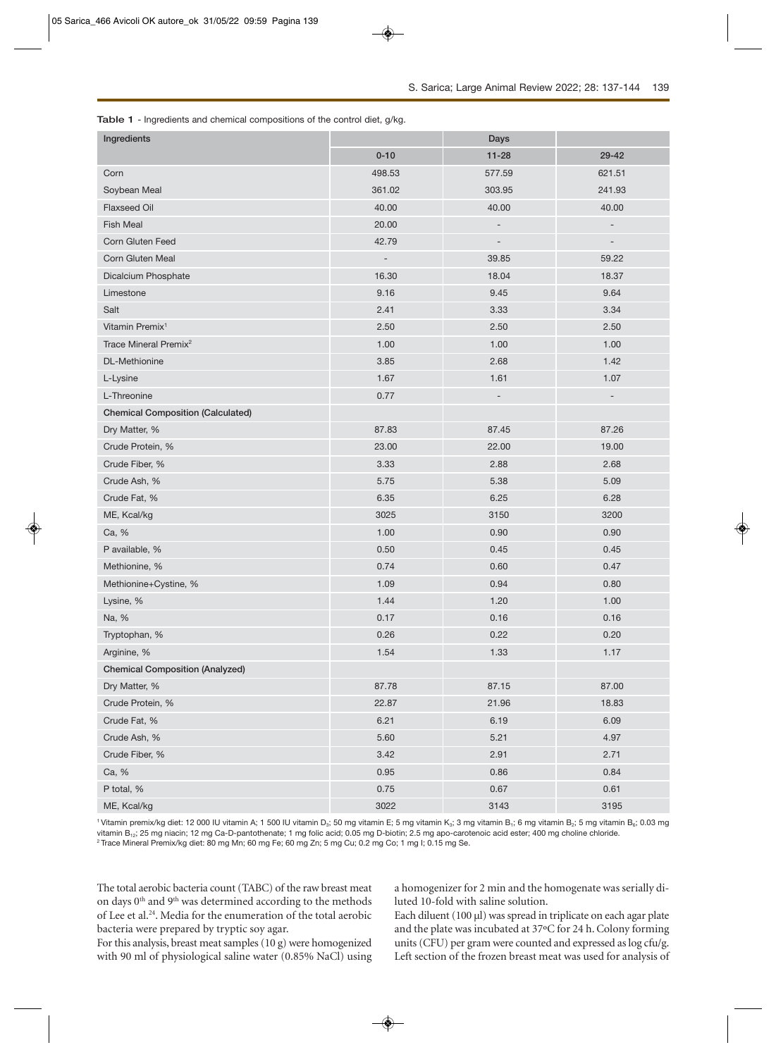**Table 1** - Ingredients and chemical compositions of the control diet, g/kg.

| Ingredients | Days | | |
|---|---|---|---|
| | 0-10 | 11-28 | 29-42 |
| Corn | 498.53 | 577.59 | 621.51 |
| Soybean Meal | 361.02 | 303.95 | 241.93 |
| Flaxseed Oil | 40.00 | 40.00 | 40.00 |
| Fish Meal | 20.00 | - | - |
| Corn Gluten Feed | 42.79 | - | - |
| Corn Gluten Meal | - | 39.85 | 59.22 |
| Dicalcium Phosphate | 16.30 | 18.04 | 18.37 |
| Limestone | 9.16 | 9.45 | 9.64 |
| Salt | 2.41 | 3.33 | 3.34 |
| Vitamin Premix[1] | 2.50 | 2.50 | 2.50 |
| Trace Mineral Premix[2] | 1.00 | 1.00 | 1.00 |
| DL-Methionine | 3.85 | 2.68 | 1.42 |
| L-Lysine | 1.67 | 1.61 | 1.07 |
| L-Threonine | 0.77 | - | - |
| **Chemical Composition (Calculated)** | | | |
| Dry Matter, % | 87.83 | 87.45 | 87.26 |
| Crude Protein, % | 23.00 | 22.00 | 19.00 |
| Crude Fiber, % | 3.33 | 2.88 | 2.68 |
| Crude Ash, % | 5.75 | 5.38 | 5.09 |
| Crude Fat, % | 6.35 | 6.25 | 6.28 |
| ME, Kcal/kg | 3025 | 3150 | 3200 |
| Ca, % | 1.00 | 0.90 | 0.90 |
| P available, % | 0.50 | 0.45 | 0.45 |
| Methionine, % | 0.74 | 0.60 | 0.47 |
| Methionine+Cystine, % | 1.09 | 0.94 | 0.80 |
| Lysine, % | 1.44 | 1.20 | 1.00 |
| Na, % | 0.17 | 0.16 | 0.16 |
| Tryptophan, % | 0.26 | 0.22 | 0.20 |
| Arginine, % | 1.54 | 1.33 | 1.17 |
| **Chemical Composition (Analyzed)** | | | |
| Dry Matter, % | 87.78 | 87.15 | 87.00 |
| Crude Protein, % | 22.87 | 21.96 | 18.83 |
| Crude Fat, % | 6.21 | 6.19 | 6.09 |
| Crude Ash, % | 5.60 | 5.21 | 4.97 |
| Crude Fiber, % | 3.42 | 2.91 | 2.71 |
| Ca, % | 0.95 | 0.86 | 0.84 |
| P total, % | 0.75 | 0.67 | 0.61 |
| ME, Kcal/kg | 3022 | 3143 | 3195 |

[1] Vitamin premix/kg diet: 12 000 IU vitamin A; 1 500 IU vitamin $D_3$; 50 mg vitamin E; 5 mg vitamin $K_3$; 3 mg vitamin $B_1$; 6 mg vitamin $B_2$; 5 mg vitamin $B_6$; 0.03 mg vitamin $B_{12}$; 25 mg niacin; 12 mg Ca-D-pantothenate; 1 mg folic acid; 0.05 mg D-biotin; 2.5 mg apo-carotenoic acid ester; 400 mg choline chloride.
[2] Trace Mineral Premix/kg diet: 80 mg Mn; 60 mg Fe; 60 mg Zn; 5 mg Cu; 0.2 mg Co; 1 mg I; 0.15 mg Se.

The total aerobic bacteria count (TABC) of the raw breast meat on days 0th and 9th was determined according to the methods of Lee et al.[24]. Media for the enumeration of the total aerobic bacteria were prepared by tryptic soy agar.

For this analysis, breast meat samples (10 g) were homogenized with 90 ml of physiological saline water (0.85% NaCl) using a homogenizer for 2 min and the homogenate was serially diluted 10-fold with saline solution.

Each diluent (100 µl) was spread in triplicate on each agar plate and the plate was incubated at 37ºC for 24 h. Colony forming units (CFU) per gram were counted and expressed as log cfu/g. Left section of the frozen breast meat was used for analysis of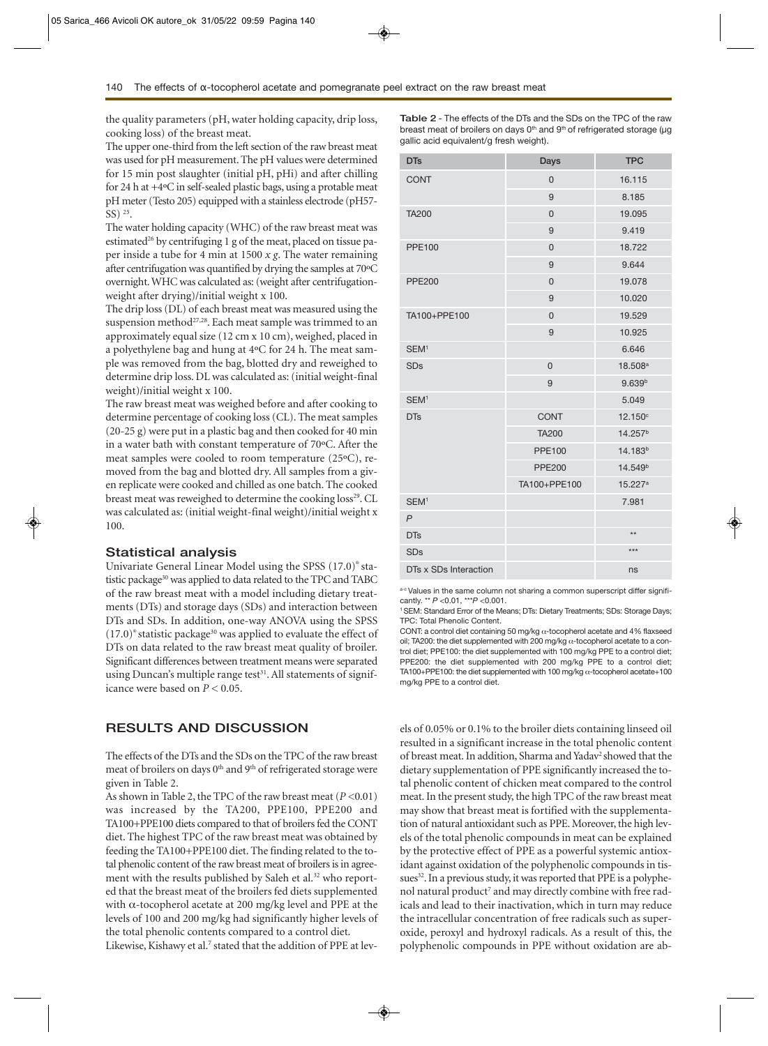the quality parameters (pH, water holding capacity, drip loss, cooking loss) of the breast meat.

The upper one-third from the left section of the raw breast meat was used for pH measurement. The pH values were determined for 15 min post slaughter (initial pH, pHi) and after chilling for 24 h at +4ºC in self-sealed plastic bags, using a protable meat pH meter (Testo 205) equipped with a stainless electrode (pH57-SS) [25].

The water holding capacity (WHC) of the raw breast meat was estimated[26] by centrifuging 1 g of the meat, placed on tissue paper inside a tube for 4 min at 1500 *x g*. The water remaining after centrifugation was quantified by drying the samples at 70ºC overnight. WHC was calculated as: (weight after centrifugation-weight after drying)/initial weight x 100.

The drip loss (DL) of each breast meat was measured using the suspension method[27,28]. Each meat sample was trimmed to an approximately equal size (12 cm x 10 cm), weighed, placed in a polyethylene bag and hung at 4ºC for 24 h. The meat sample was removed from the bag, blotted dry and reweighed to determine drip loss. DL was calculated as: (initial weight-final weight)/initial weight x 100.

The raw breast meat was weighed before and after cooking to determine percentage of cooking loss (CL). The meat samples (20-25 g) were put in a plastic bag and then cooked for 40 min in a water bath with constant temperature of 70ºC. After the meat samples were cooled to room temperature (25ºC), removed from the bag and blotted dry. All samples from a given replicate were cooked and chilled as one batch. The cooked breast meat was reweighed to determine the cooking loss[29]. CL was calculated as: (initial weight-final weight)/initial weight x 100.

### Statistical analysis

Univariate General Linear Model using the SPSS (17.0)® statistic package[30] was applied to data related to the TPC and TABC of the raw breast meat with a model including dietary treatments (DTs) and storage days (SDs) and interaction between DTs and SDs. In addition, one-way ANOVA using the SPSS (17.0)® statistic package[30] was applied to evaluate the effect of DTs on data related to the raw breast meat quality of broiler. Significant differences between treatment means were separated using Duncan's multiple range test[31]. All statements of significance were based on $P < 0.05$.

**Table 2** - The effects of the DTs and the SDs on the TPC of the raw breast meat of broilers on days 0th and 9th of refrigerated storage (μg gallic acid equivalent/g fresh weight).

| DTs | Days | TPC |
|---|---|---|
| CONT | 0 | 16.115 |
| | 9 | 8.185 |
| TA200 | 0 | 19.095 |
| | 9 | 9.419 |
| PPE100 | 0 | 18.722 |
| | 9 | 9.644 |
| PPE200 | 0 | 19.078 |
| | 9 | 10.020 |
| TA100+PPE100 | 0 | 19.529 |
| | 9 | 10.925 |
| SEM[1] | | 6.646 |
| SDs | 0 | 18.508[a] |
| | 9 | 9.639[b] |
| SEM[1] | | 5.049 |
| DTs | CONT | 12.150[c] |
| | TA200 | 14.257[b] |
| | PPE100 | 14.183[b] |
| | PPE200 | 14.549[b] |
| | TA100+PPE100 | 15.227[a] |
| SEM[1] | | 7.981 |
| *P* | | |
| DTs | | ** |
| SDs | | *** |
| DTs x SDs Interaction | | ns |

[a-c] Values in the same column not sharing a common superscript differ significantly. ** $P < 0.01$, *** $P < 0.001$.

[1] SEM: Standard Error of the Means; DTs: Dietary Treatments; SDs: Storage Days; TPC: Total Phenolic Content.

CONT: a control diet containing 50 mg/kg α-tocopherol acetate and 4% flaxseed oil; TA200: the diet supplemented with 200 mg/kg α-tocopherol acetate to a control diet; PPE100: the diet supplemented with 100 mg/kg PPE to a control diet; PPE200: the diet supplemented with 200 mg/kg PPE to a control diet; TA100+PPE100: the diet supplemented with 100 mg/kg α-tocopherol acetate+100 mg/kg PPE to a control diet.

## RESULTS AND DISCUSSION

The effects of the DTs and the SDs on the TPC of the raw breast meat of broilers on days 0th and 9th of refrigerated storage were given in Table 2.

As shown in Table 2, the TPC of the raw breast meat ($P < 0.01$) was increased by the TA200, PPE100, PPE200 and TA100+PPE100 diets compared to that of broilers fed the CONT diet. The highest TPC of the raw breast meat was obtained by feeding the TA100+PPE100 diet. The finding related to the total phenolic content of the raw breast meat of broilers is in agreement with the results published by Saleh et al.[32] who reported that the breast meat of the broilers fed diets supplemented with α-tocopherol acetate at 200 mg/kg level and PPE at the levels of 100 and 200 mg/kg had significantly higher levels of the total phenolic contents compared to a control diet.

Likewise, Kishawy et al.[7] stated that the addition of PPE at levels of 0.05% or 0.1% to the broiler diets containing linseed oil resulted in a significant increase in the total phenolic content of breast meat. In addition, Sharma and Yadav[2] showed that the dietary supplementation of PPE significantly increased the total phenolic content of chicken meat compared to the control meat. In the present study, the high TPC of the raw breast meat may show that breast meat is fortified with the supplementation of natural antioxidant such as PPE. Moreover, the high levels of the total phenolic compounds in meat can be explained by the protective effect of PPE as a powerful systemic antioxidant against oxidation of the polyphenolic compounds in tissues[32]. In a previous study, it was reported that PPE is a polyphenol natural product[7] and may directly combine with free radicals and lead to their inactivation, which in turn may reduce the intracellular concentration of free radicals such as superoxide, peroxyl and hydroxyl radicals. As a result of this, the polyphenolic compounds in PPE without oxidation are ab-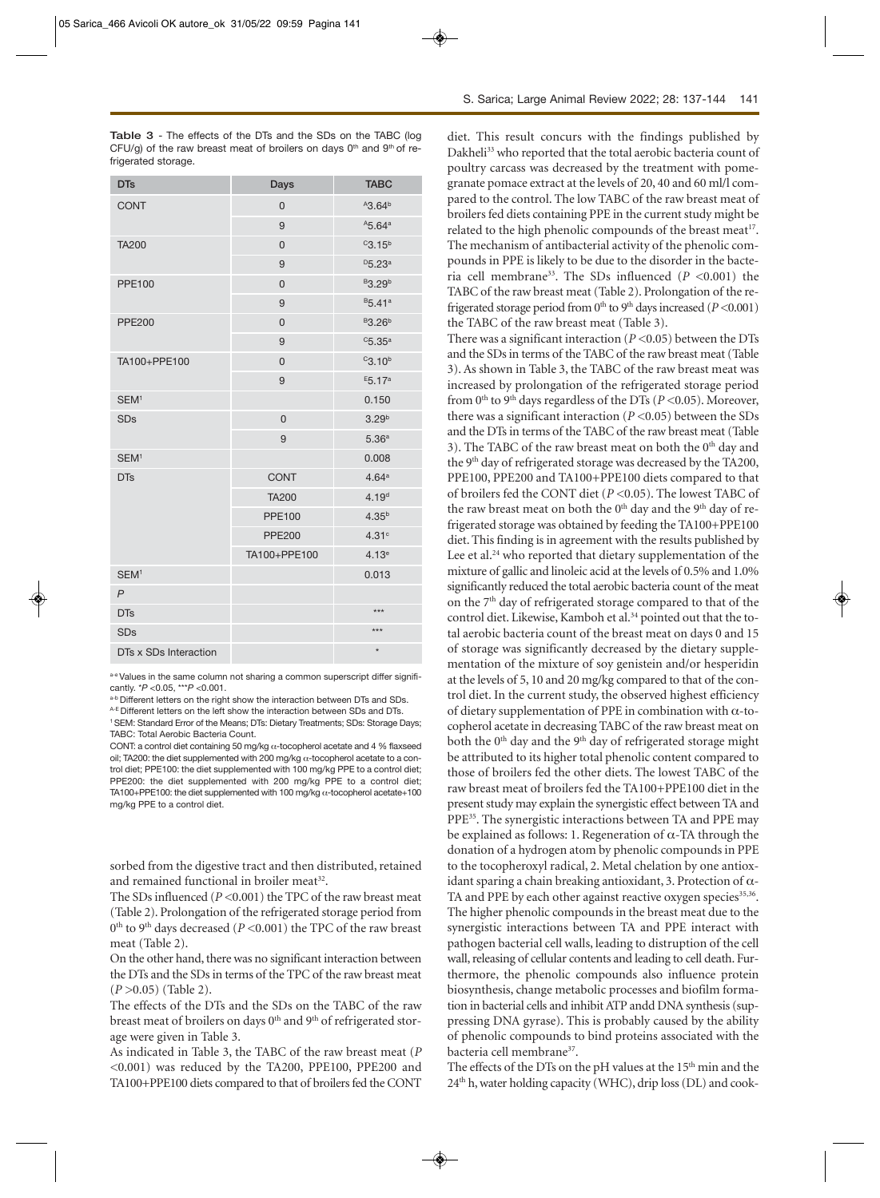**Table 3** - The effects of the DTs and the SDs on the TABC (log CFU/g) of the raw breast meat of broilers on days 0th and 9th of refrigerated storage.

| DTs | Days | TABC |
|---|---|---|
| CONT | 0 | $^{A}3.64^{b}$ |
| | 9 | $^{A}5.64^{a}$ |
| TA200 | 0 | $^{C}3.15^{b}$ |
| | 9 | $^{D}5.23^{a}$ |
| PPE100 | 0 | $^{B}3.29^{b}$ |
| | 9 | $^{B}5.41^{a}$ |
| PPE200 | 0 | $^{B}3.26^{b}$ |
| | 9 | $^{C}5.35^{a}$ |
| TA100+PPE100 | 0 | $^{C}3.10^{b}$ |
| | 9 | $^{E}5.17^{a}$ |
| SEM[1] | | 0.150 |
| SDs | 0 | $3.29^{b}$ |
| | 9 | $5.36^{a}$ |
| SEM[1] | | 0.008 |
| DTs | CONT | $4.64^{a}$ |
| | TA200 | $4.19^{d}$ |
| | PPE100 | $4.35^{b}$ |
| | PPE200 | $4.31^{c}$ |
| | TA100+PPE100 | $4.13^{e}$ |
| SEM[1] | | 0.013 |
| *P* | | |
| DTs | | *** |
| SDs | | *** |
| DTs x SDs Interaction | | * |

a-e Values in the same column not sharing a common superscript differ significantly. $^{*}P<0.05$, $^{***}P<0.001$.

a-b Different letters on the right show the interaction between DTs and SDs.

A-E Different letters on the left show the interaction between SDs and DTs.

[1] SEM: Standard Error of the Means; DTs: Dietary Treatments; SDs: Storage Days; TABC: Total Aerobic Bacteria Count.

CONT: a control diet containing 50 mg/kg α-tocopherol acetate and 4 % flaxseed oil; TA200: the diet supplemented with 200 mg/kg α-tocopherol acetate to a control diet; PPE100: the diet supplemented with 100 mg/kg PPE to a control diet; PPE200: the diet supplemented with 200 mg/kg PPE to a control diet; TA100+PPE100: the diet supplemented with 100 mg/kg α-tocopherol acetate+100 mg/kg PPE to a control diet.

sorbed from the digestive tract and then distributed, retained and remained functional in broiler meat[32].

The SDs influenced ($P<0.001$) the TPC of the raw breast meat (Table 2). Prolongation of the refrigerated storage period from 0th to 9th days decreased ($P<0.001$) the TPC of the raw breast meat (Table 2).

On the other hand, there was no significant interaction between the DTs and the SDs in terms of the TPC of the raw breast meat ($P>0.05$) (Table 2).

The effects of the DTs and the SDs on the TABC of the raw breast meat of broilers on days 0th and 9th of refrigerated storage were given in Table 3.

As indicated in Table 3, the TABC of the raw breast meat ($P<0.001$) was reduced by the TA200, PPE100, PPE200 and TA100+PPE100 diets compared to that of broilers fed the CONT diet. This result concurs with the findings published by Dakheli[33] who reported that the total aerobic bacteria count of poultry carcass was decreased by the treatment with pomegranate pomace extract at the levels of 20, 40 and 60 ml/l compared to the control. The low TABC of the raw breast meat of broilers fed diets containing PPE in the current study might be related to the high phenolic compounds of the breast meat[17]. The mechanism of antibacterial activity of the phenolic compounds in PPE is likely to be due to the disorder in the bacteria cell membrane[33]. The SDs influenced ($P<0.001$) the TABC of the raw breast meat (Table 2). Prolongation of the refrigerated storage period from 0th to 9th days increased ($P<0.001$) the TABC of the raw breast meat (Table 3).

There was a significant interaction ($P<0.05$) between the DTs and the SDs in terms of the TABC of the raw breast meat (Table 3). As shown in Table 3, the TABC of the raw breast meat was increased by prolongation of the refrigerated storage period from 0th to 9th days regardless of the DTs ($P<0.05$). Moreover, there was a significant interaction ($P<0.05$) between the SDs and the DTs in terms of the TABC of the raw breast meat (Table 3). The TABC of the raw breast meat on both the 0th day and the 9th day of refrigerated storage was decreased by the TA200, PPE100, PPE200 and TA100+PPE100 diets compared to that of broilers fed the CONT diet ($P<0.05$). The lowest TABC of the raw breast meat on both the 0th day and the 9th day of refrigerated storage was obtained by feeding the TA100+PPE100 diet. This finding is in agreement with the results published by Lee et al.[24] who reported that dietary supplementation of the mixture of gallic and linoleic acid at the levels of 0.5% and 1.0% significantly reduced the total aerobic bacteria count of the meat on the 7th day of refrigerated storage compared to that of the control diet. Likewise, Kamboh et al.[34] pointed out that the total aerobic bacteria count of the breast meat on days 0 and 15 of storage was significantly decreased by the dietary supplementation of the mixture of soy genistein and/or hesperidin at the levels of 5, 10 and 20 mg/kg compared to that of the control diet. In the current study, the observed highest efficiency of dietary supplementation of PPE in combination with α-tocopherol acetate in decreasing TABC of the raw breast meat on both the 0th day and the 9th day of refrigerated storage might be attributed to its higher total phenolic content compared to those of broilers fed the other diets. The lowest TABC of the raw breast meat of broilers fed the TA100+PPE100 diet in the present study may explain the synergistic effect between TA and PPE[35]. The synergistic interactions between TA and PPE may be explained as follows: 1. Regeneration of α-TA through the donation of a hydrogen atom by phenolic compounds in PPE to the tocopheroxyl radical, 2. Metal chelation by one antioxidant sparing a chain breaking antioxidant, 3. Protection of α-TA and PPE by each other against reactive oxygen species[35,36]. The higher phenolic compounds in the breast meat due to the synergistic interactions between TA and PPE interact with pathogen bacterial cell walls, leading to distruption of the cell wall, releasing of cellular contents and leading to cell death. Furthermore, the phenolic compounds also influence protein biosynthesis, change metabolic processes and biofilm formation in bacterial cells and inhibit ATP andd DNA synthesis (suppressing DNA gyrase). This is probably caused by the ability of phenolic compounds to bind proteins associated with the bacteria cell membrane[37].

The effects of the DTs on the pH values at the 15th min and the 24th h, water holding capacity (WHC), drip loss (DL) and cook-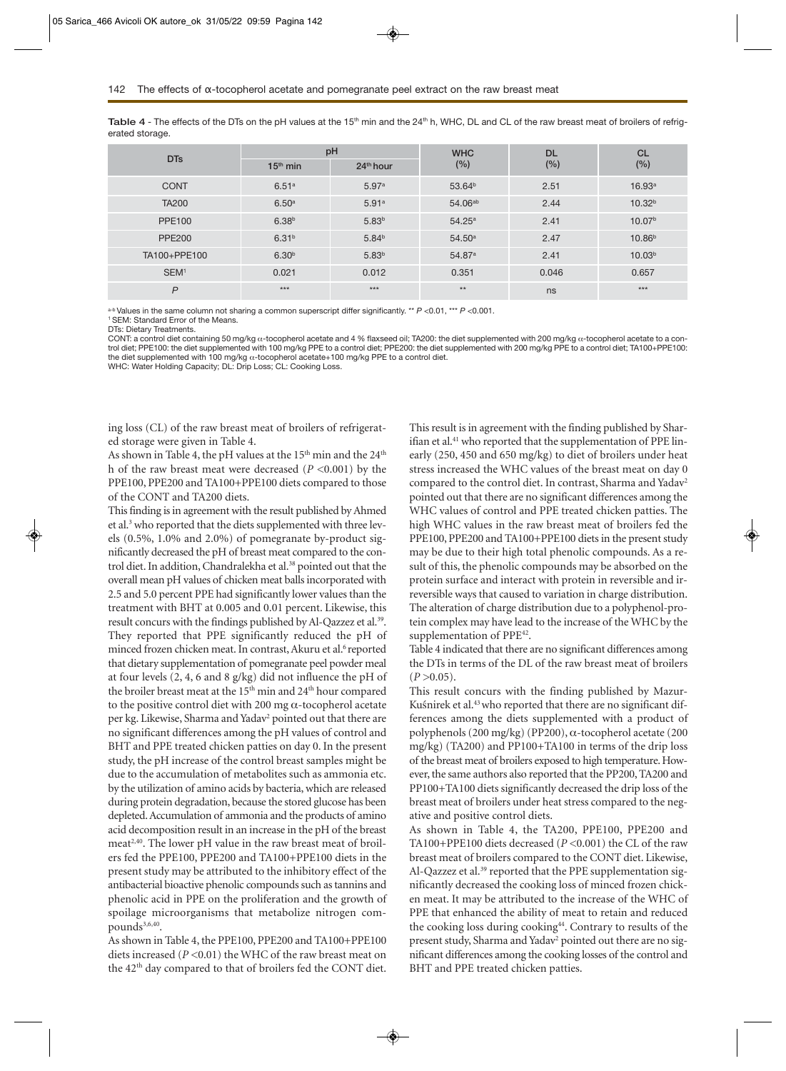**Table 4** - The effects of the DTs on the pH values at the 15th min and the 24th h, WHC, DL and CL of the raw breast meat of broilers of refrigerated storage.

| DTs | pH | | WHC (%) | DL (%) | CL (%) |
|---|---|---|---|---|---|
| | 15th min | 24th hour | | | |
| CONT | 6.51[a] | 5.97[a] | 53.64[b] | 2.51 | 16.93[a] |
| TA200 | 6.50[a] | 5.91[a] | 54.06[ab] | 2.44 | 10.32[b] |
| PPE100 | 6.38[b] | 5.83[b] | 54.25[a] | 2.41 | 10.07[b] |
| PPE200 | 6.31[b] | 5.84[b] | 54.50[a] | 2.47 | 10.86[b] |
| TA100+PPE100 | 6.30[b] | 5.83[b] | 54.87[a] | 2.41 | 10.03[b] |
| SEM[1] | 0.021 | 0.012 | 0.351 | 0.046 | 0.657 |
| $P$ | *** | *** | ** | ns | *** |

[a-b] Values in the same column not sharing a common superscript differ significantly. ** $P$ <0.01, *** $P$ <0.001.
[1] SEM: Standard Error of the Means.
DTs: Dietary Treatments.
CONT: a control diet containing 50 mg/kg α-tocopherol acetate and 4 % flaxseed oil; TA200: the diet supplemented with 200 mg/kg α-tocopherol acetate to a control diet; PPE100: the diet supplemented with 100 mg/kg PPE to a control diet; PPE200: the diet supplemented with 200 mg/kg PPE to a control diet; TA100+PPE100: the diet supplemented with 100 mg/kg α-tocopherol acetate+100 mg/kg PPE to a control diet.
WHC: Water Holding Capacity; DL: Drip Loss; CL: Cooking Loss.

ing loss (CL) of the raw breast meat of broilers of refrigerated storage were given in Table 4.

As shown in Table 4, the pH values at the 15th min and the 24th h of the raw breast meat were decreased ($P$ <0.001) by the PPE100, PPE200 and TA100+PPE100 diets compared to those of the CONT and TA200 diets.

This finding is in agreement with the result published by Ahmed et al.[3] who reported that the diets supplemented with three levels (0.5%, 1.0% and 2.0%) of pomegranate by-product significantly decreased the pH of breast meat compared to the control diet. In addition, Chandralekha et al.[38] pointed out that the overall mean pH values of chicken meat balls incorporated with 2.5 and 5.0 percent PPE had significantly lower values than the treatment with BHT at 0.005 and 0.01 percent. Likewise, this result concurs with the findings published by Al-Qazzez et al.[39]. They reported that PPE significantly reduced the pH of minced frozen chicken meat. In contrast, Akuru et al.[6] reported that dietary supplementation of pomegranate peel powder meal at four levels (2, 4, 6 and 8 g/kg) did not influence the pH of the broiler breast meat at the 15th min and 24th hour compared to the positive control diet with 200 mg α-tocopherol acetate per kg. Likewise, Sharma and Yadav[2] pointed out that there are no significant differences among the pH values of control and BHT and PPE treated chicken patties on day 0. In the present study, the pH increase of the control breast samples might be due to the accumulation of metabolites such as ammonia etc. by the utilization of amino acids by bacteria, which are released during protein degradation, because the stored glucose has been depleted. Accumulation of ammonia and the products of amino acid decomposition result in an increase in the pH of the breast meat[2,40]. The lower pH value in the raw breast meat of broilers fed the PPE100, PPE200 and TA100+PPE100 diets in the present study may be attributed to the inhibitory effect of the antibacterial bioactive phenolic compounds such as tannins and phenolic acid in PPE on the proliferation and the growth of spoilage microorganisms that metabolize nitrogen compounds[3,6,40].

As shown in Table 4, the PPE100, PPE200 and TA100+PPE100 diets increased ($P$ <0.01) the WHC of the raw breast meat on the 42th day compared to that of broilers fed the CONT diet. This result is in agreement with the finding published by Sharifian et al.[41] who reported that the supplementation of PPE linearly (250, 450 and 650 mg/kg) to diet of broilers under heat stress increased the WHC values of the breast meat on day 0 compared to the control diet. In contrast, Sharma and Yadav[2] pointed out that there are no significant differences among the WHC values of control and PPE treated chicken patties. The high WHC values in the raw breast meat of broilers fed the PPE100, PPE200 and TA100+PPE100 diets in the present study may be due to their high total phenolic compounds. As a result of this, the phenolic compounds may be absorbed on the protein surface and interact with protein in reversible and irreversible ways that caused to variation in charge distribution. The alteration of charge distribution due to a polyphenol-protein complex may have lead to the increase of the WHC by the supplementation of PPE[42].

Table 4 indicated that there are no significant differences among the DTs in terms of the DL of the raw breast meat of broilers ($P$ >0.05).

This result concurs with the finding published by Mazur-Kuśnirek et al.[43] who reported that there are no significant differences among the diets supplemented with a product of polyphenols (200 mg/kg) (PP200), α-tocopherol acetate (200 mg/kg) (TA200) and PP100+TA100 in terms of the drip loss of the breast meat of broilers exposed to high temperature. However, the same authors also reported that the PP200, TA200 and PP100+TA100 diets significantly decreased the drip loss of the breast meat of broilers under heat stress compared to the negative and positive control diets.

As shown in Table 4, the TA200, PPE100, PPE200 and TA100+PPE100 diets decreased ($P$ <0.001) the CL of the raw breast meat of broilers compared to the CONT diet. Likewise, Al-Qazzez et al.[39] reported that the PPE supplementation significantly decreased the cooking loss of minced frozen chicken meat. It may be attributed to the increase of the WHC of PPE that enhanced the ability of meat to retain and reduced the cooking loss during cooking[44]. Contrary to results of the present study, Sharma and Yadav[2] pointed out there are no significant differences among the cooking losses of the control and BHT and PPE treated chicken patties.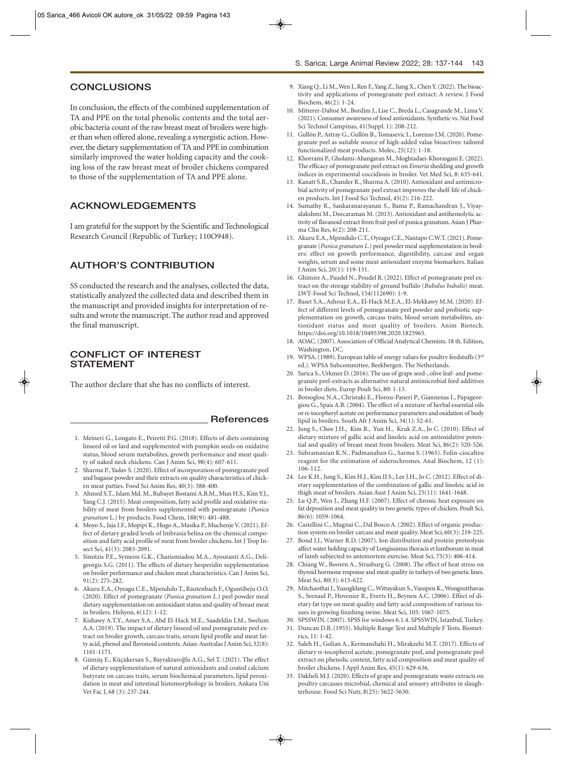## CONCLUSIONS

In conclusion, the effects of the combined supplementation of TA and PPE on the total phenolic contents and the total aerobic bacteria count of the raw breast meat of broilers were higher than when offered alone, revealing a synergistic action. However, the dietary supplementation of TA and PPE in combination similarly improved the water holding capacity and the cooking loss of the raw breast meat of broiler chickens compared to those of the supplementation of TA and PPE alone.

## ACKNOWLEDGEMENTS

I am grateful for the support by the Scientific and Technological Research Council (Republic of Turkey; 110O948).

## AUTHOR'S CONTRIBUTION

SS conducted the research and the analyses, collected the data, statistically analyzed the collected data and described them in the manuscript and provided insights for interpretation of results and wrote the manuscript. The author read and approved the final manuscript.

## CONFLICT OF INTEREST STATEMENT

The author declare that she has no conflicts of interest.

## References

1. Meineri G., Longato E., Peiretti P.G. (2018). Effects of diets containing linseed oil or lard and supplemented with pumpkin seeds on oxidative status, blood serum metabolites, growth performance and meat quality of naked neck chickens. Can J Anim Sci, 98(4): 607-611.
2. Sharma P., Yadav S. (2020). Effect of incorporation of pomegranate peel and bagasse powder and their extracts on quality characteristics of chicken meat patties. Food Sci Anim Res, 40(3): 388-400.
3. Ahmed S.T., Islam Md. M., Rubayet Bostami A.B.M., Mun H.S., Kim Y.J., Yang C.J. (2015). Meat composition, fatty acid profile and oxidative stability of meat from broilers supplemented with pomegranate (*Punica granatum* L.) by products. Food Chem, 188(9): 481-488.
4. Moyo S., Jaja I.F., Mopipi K., Hugo A., Masika P., Muchenje V. (2021). Effect of dietary graded levels of Imbrasia belina on the chemical composition and fatty acid profile of meat from broiler chickens. Int J Trop Insect Sci, 41(3): 2083-2091.
5. Simitzis P.E., Symeon G.K., Charismiadou M.A., Ayoutanti A.G., Deligeorgis S.G. (2011). The effects of dietary hesperidin supplementation on broiler performance and chicken meat characteristics. Can J Anim Sci, 91(2): 275-282.
6. Akuru E.A., Oyeagu C.E., Mpendulo T., Rautenbach F., Oguntibeju O.O. (2020). Effect of pomegranate (*Punica granatum L.*) peel powder meal dietary supplementation on antioxidant status and quality of breast meat in broilers. Heliyon, 6(12): 1-12.
7. Kishawy A.T.Y., Amer S.A., Abd El-Hack M.E., Saadeldin I.M., Swelum A.A. (2019). The impact of dietary linseed oil and pomegranate peel extract on broiler growth, carcass traits, serum lipid profile and meat fatty acid, phenol and flavonoid contents. Asian-Australas J Anim Sci, 32(8): 1161-1171.
8. Gümüş E., Küçükersan S., Bayraktaroğlu A.G., Sel T. (2021). The effect of dietary supplementation of natural antioxidants and coated calcium butyrate on carcass traits, serum biochemical parameters, lipid peroxidation in meat and intestinal histomorphology in broilers. Ankara Uni Vet Fac J, 68 (3): 237-244.
9. Xiang Q., Li M., Wen J., Ren F., Yang Z., Jiang X., Chen Y. (2022). The bioactivity and applications of pomegranate peel extract: A review. J Food Biochem, 46(2): 1-24.
10. Mitterer-Daltoé M., Bordim J., Lise C., Breda L., Casagrande M., Lima V. (2021). Consumer awareness of food antioxidants. Synthetic vs. Nat Food Sci Technol Campinas, 41(Suppl. 1): 208-212.
11. Gullón P., Astray G., Gullón B., Tomasevic I., Lorenzo J.M. (2020). Pomegranate peel as suitable source of high-added value bioactives: tailored functionalized meat products. Molec, 25(12): 1-18.
12. Khorrami P., Gholami-Ahangaran M., Moghtadaei-Khorasgani E. (2022). The efficacy of pomegranate peel extract on *Eimeria* shedding and growth indices in experimental coccidiosis in broiler. Vet Med Sci, 8: 635-641.
13. Kanatt S.R., Chander R., Sharma A. (2010). Antioxidant and antimicrobial activity of pomegranate peel extract improves the shelf-life of chicken products. Int J Food Sci Technol, 45(2): 216-222.
14. Sumathy R., Sankaranarayanan S., Bama P., Ramachandran J., Vijayalakshmi M., Deecaraman M. (2013). Antioxidant and antihemolytic activity of flavanoid extract from fruit peel of punica granatum. Asian J Pharma Clin Res, 6(2): 208-211.
15. Akuru E.A., Mpendulo C.T., Oyeagu C.E., Nantapo C.W.T. (2021). Pomegranate (*Punica granatum L.*) peel powder meal supplementation in broilers: effect on growth performance, digestibility, carcase and organ weights, serum and some meat antioxidant enzyme biomarkers. Italian J Anim Sci, 20(1): 119-131.
16. Ghimire A., Paudel N., Poudel R. (2022). Effect of pomegranate peel extract on the storage stability of ground buffalo (*Bubalus bubalis*) meat. LWT-Food Sci Technol, 154(112690): 1-9.
17. Baset S.A., Ashour E.A., El-Hack M.E.A., El-Mekkawy M.M. (2020). Effect of different levels of pomegranate peel powder and probiotic supplementation on growth, carcass traits, blood serum metabolites, antioxidant status and meat quality of broilers. Anim Biotech. https://doi.org/10.1018/10495398.2020.1825965.
18. AOAC. (2007). Association of Official Analytical Chemists. 18 th. Edition, Washington, DC.
19. WPSA. (1989). European table of energy values for poultry feedstuffs (3rd ed.). WPSA Subcommittee, Beekbergen. The Netherlands.
20. Sarica S., Urkmez D. (2016). The use of grape seed-, olive leaf- and pomegranate peel-extracts as alternative natural antimicrobial feed additives in broiler diets. Europ Poult Sci, 80: 1-13.
21. Botsoglou N.A., Christaki E., Florou-Paneri P., Giannenas I., Papageorgiou G., Spais A.B. (2004). The effect of a mixture of herbal essential oils or α-tocopheryl acetate on performance parameters and oxidation of body lipid in broilers. South Afr J Anim Sci, 34(1): 52-61.
22. Jung S., Choe J.H., Kim B., Yun H., Kruk Z.A., Jo C. (2010). Effect of dietary mixture of gallic acid and linoleic acid on antioxidative potential and quality of breast meat from broilers. Meat Sci, 86(2): 520-526.
23. Subramanian K.N., Padmanaban G., Sarma S. (1965). Folin-ciocalteu reagent for the estimation of siderochromes. Anal Biochem, 12 (1): 106-112.
24. Lee K.H., Jung S., Kim H.J., Kim II S., Lee J.H., Jo C. (2012). Effect of dietary supplementation of the combination of gallic and linoleic acid in thigh meat of broilers. Asian Aust J Anim Sci, 25(11): 1641-1648.
25. Lu Q.P., Wen J., Zhang H.F. (2007). Effect of chronic heat exposure on fat deposition and meat quality in two genetic types of chicken. Poult Sci, 86(6): 1059-1064.
26. Castellini C., Mugnai C., Dal Bosco A. (2002). Effect of organic production system on broiler carcass and meat quality. Meat Sci, 60(3): 219-225.
27. Bond J.J., Warner R.D. (2007). Ion distribution and protein proteolysis affect water holding capacity of Longissimus thoracis et lumborum in meat of lamb subjected to antemortem exercise. Meat Sci, 75(3): 406-414.
28. Chiang W., Booren A., Strasburg G. (2008). The effect of heat stress on thyroid hormone response and meat quality in turkeys of two genetic lines. Meat Sci, 80(3): 615-622.
29. Mitchaothai J., Yuangklang C., Wittayakun S., Vasupen K., Wongsutthavas S., Srenaul P., Hovenier R., Everts H., Beynen A.C. (2006). Effect of dietary fat type on meat quality and fatty acid composition of various tissues in growing finishing swine. Meat Sci, 105: 1067-1075.
30. SPSSWIN. (2007). SPSS for windows 6.1.4. SPSSWIN, Istanbul, Turkey.
31. Duncan D.B. (1955). Multiple Range Test and Multiple F Tests. Biometrics, 11: 1-42.
32. Saleh H., Golian A., Kermanshahi H., Mirakzehi M.T. (2017). Effects of dietary α-tocopherol acetate, pomegranate peel, and pomegranate peel extract on phenolic content, fatty acid composition and meat quality of broiler chickens. J Appl Anim Res, 45(1): 629-636.
33. Dakheli M.J. (2020). Effects of grape and pomegranate waste extracts on poultry carcasses microbial, chemical and sensory attributes in slaughterhouse. Food Sci Nutr, 8(25): 5622-5630.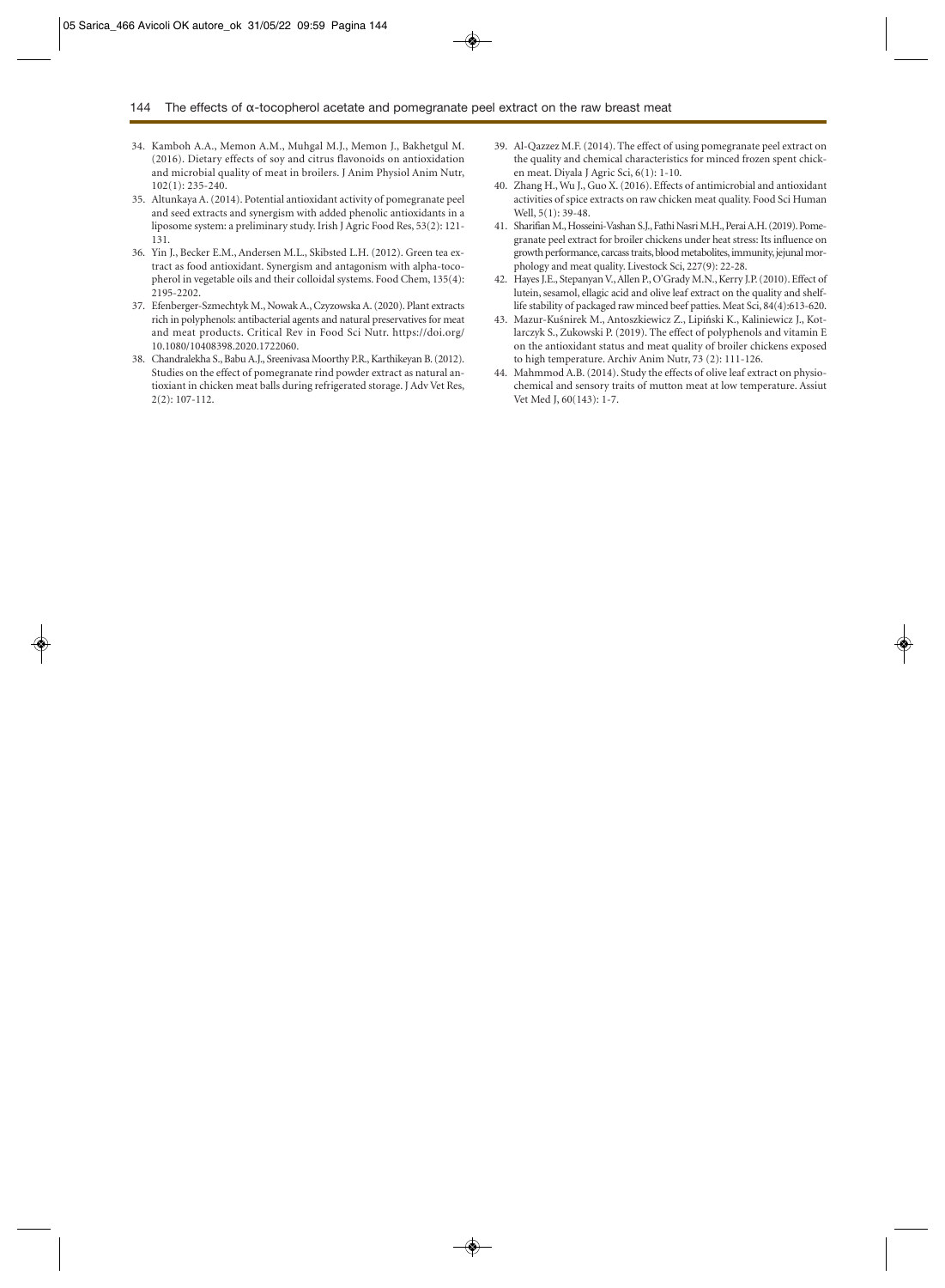34. Kamboh A.A., Memon A.M., Muhgal M.J., Memon J., Bakhetgul M. (2016). Dietary effects of soy and citrus flavonoids on antioxidation and microbial quality of meat in broilers. J Anim Physiol Anim Nutr, 102(1): 235-240.
35. Altunkaya A. (2014). Potential antioxidant activity of pomegranate peel and seed extracts and synergism with added phenolic antioxidants in a liposome system: a preliminary study. Irish J Agric Food Res, 53(2): 121-131.
36. Yin J., Becker E.M., Andersen M.L., Skibsted L.H. (2012). Green tea extract as food antioxidant. Synergism and antagonism with alpha-tocopherol in vegetable oils and their colloidal systems. Food Chem, 135(4): 2195-2202.
37. Efenberger-Szmechtyk M., Nowak A., Czyzowska A. (2020). Plant extracts rich in polyphenols: antibacterial agents and natural preservatives for meat and meat products. Critical Rev in Food Sci Nutr. https://doi.org/10.1080/10408398.2020.1722060.
38. Chandralekha S., Babu A.J., Sreenivasa Moorthy P.R., Karthikeyan B. (2012). Studies on the effect of pomegranate rind powder extract as natural antioxiant in chicken meat balls during refrigerated storage. J Adv Vet Res, 2(2): 107-112.
39. Al-Qazzez M.F. (2014). The effect of using pomegranate peel extract on the quality and chemical characteristics for minced frozen spent chicken meat. Diyala J Agric Sci, 6(1): 1-10.
40. Zhang H., Wu J., Guo X. (2016). Effects of antimicrobial and antioxidant activities of spice extracts on raw chicken meat quality. Food Sci Human Well, 5(1): 39-48.
41. Sharifian M., Hosseini-Vashan S.J., Fathi Nasri M.H., Perai A.H. (2019). Pomegranate peel extract for broiler chickens under heat stress: Its influence on growth performance, carcass traits, blood metabolites, immunity, jejunal morphology and meat quality. Livestock Sci, 227(9): 22-28.
42. Hayes J.E., Stepanyan V., Allen P., O'Grady M.N., Kerry J.P. (2010). Effect of lutein, sesamol, ellagic acid and olive leaf extract on the quality and shelf-life stability of packaged raw minced beef patties. Meat Sci, 84(4):613-620.
43. Mazur-Kuśnirek M., Antoszkiewicz Z., Lipiński K., Kaliniewicz J., Kotlarczyk S., Zukowski P. (2019). The effect of polyphenols and vitamin E on the antioxidant status and meat quality of broiler chickens exposed to high temperature. Archiv Anim Nutr, 73 (2): 111-126.
44. Mahmmod A.B. (2014). Study the effects of olive leaf extract on physiochemical and sensory traits of mutton meat at low temperature. Assiut Vet Med J, 60(143): 1-7.